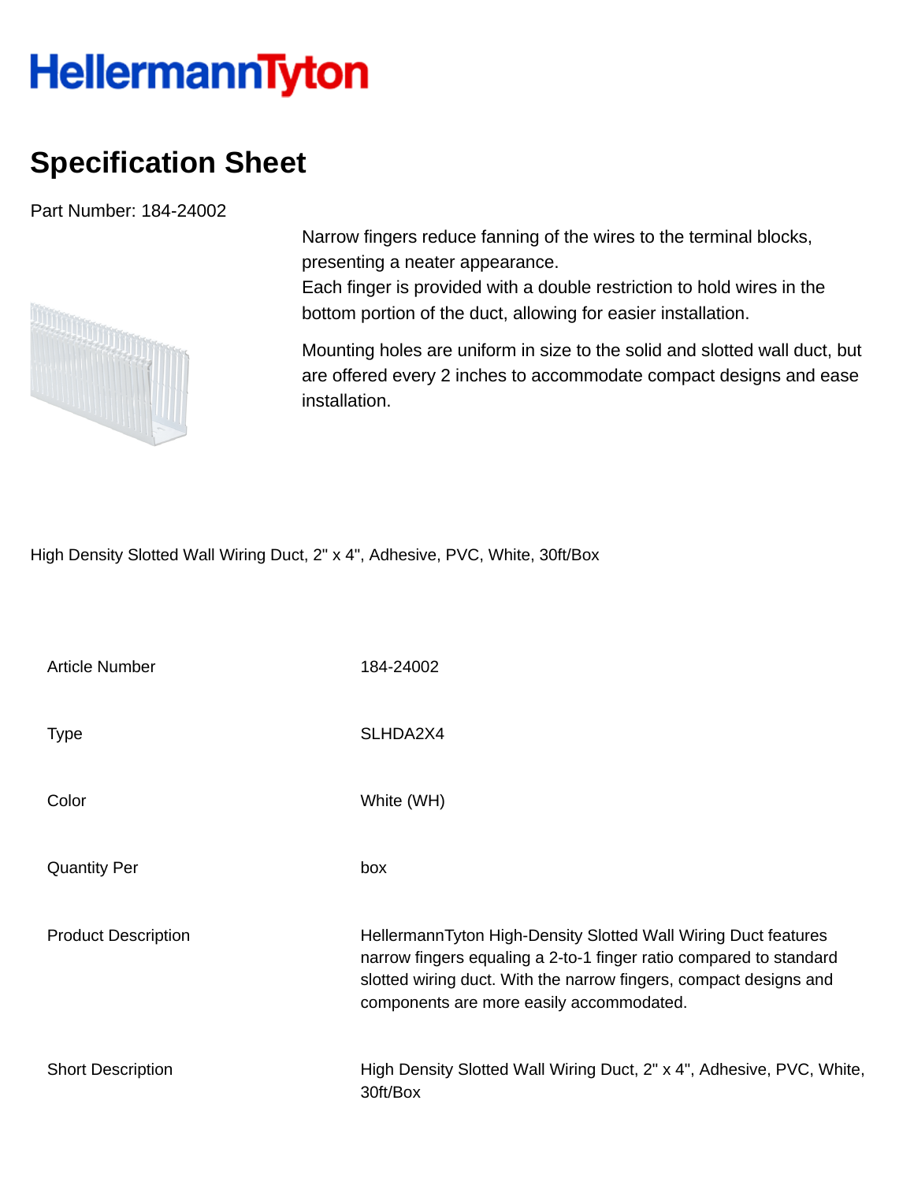HellermannTyton

# Specification Sheet

Part Number: 184-24002

Narrow fingers reduce fanning of the wires to the terminal blocks, presenting a neater appearance.
Each finger is provided with a double restriction to hold wires in the bottom portion of the duct, allowing for easier installation.

Mounting holes are uniform in size to the solid and slotted wall duct, but are offered every 2 inches to accommodate compact designs and ease installation.

High Density Slotted Wall Wiring Duct, 2" x 4", Adhesive, PVC, White, 30ft/Box

| | |
|---|---|
| Article Number | 184-24002 |
| Type | SLHDA2X4 |
| Color | White (WH) |
| Quantity Per | box |
| Product Description | HellermannTyton High-Density Slotted Wall Wiring Duct features narrow fingers equaling a 2-to-1 finger ratio compared to standard slotted wiring duct. With the narrow fingers, compact designs and components are more easily accommodated. |
| Short Description | High Density Slotted Wall Wiring Duct, 2" x 4", Adhesive, PVC, White, 30ft/Box |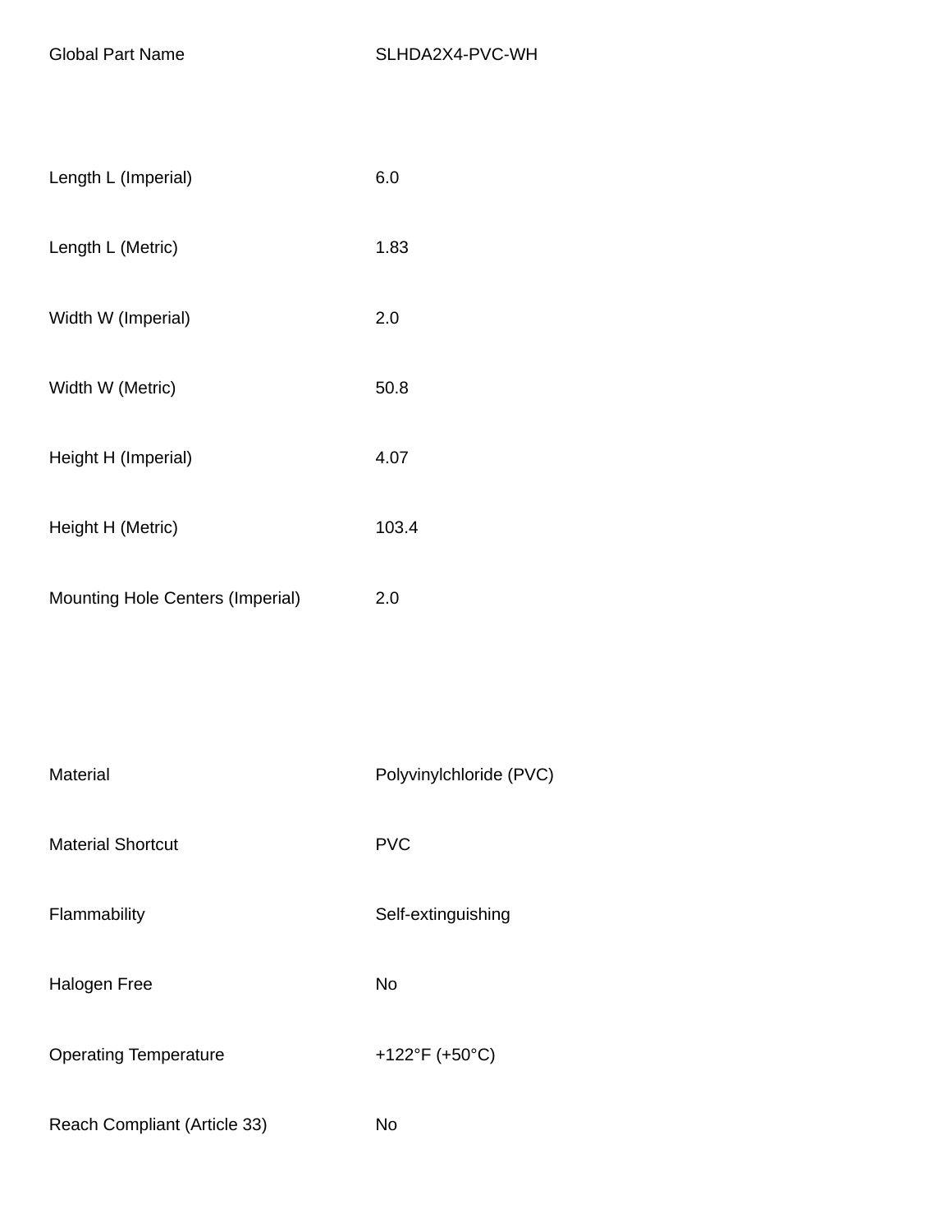| | |
|---|---|
| Global Part Name | SLHDA2X4-PVC-WH |
| | |
| Length L (Imperial) | 6.0 |
| Length L (Metric) | 1.83 |
| Width W (Imperial) | 2.0 |
| Width W (Metric) | 50.8 |
| Height H (Imperial) | 4.07 |
| Height H (Metric) | 103.4 |
| Mounting Hole Centers (Imperial) | 2.0 |
| | |
| Material | Polyvinylchloride (PVC) |
| Material Shortcut | PVC |
| Flammability | Self-extinguishing |
| Halogen Free | No |
| Operating Temperature | +122°F (+50°C) |
| Reach Compliant (Article 33) | No |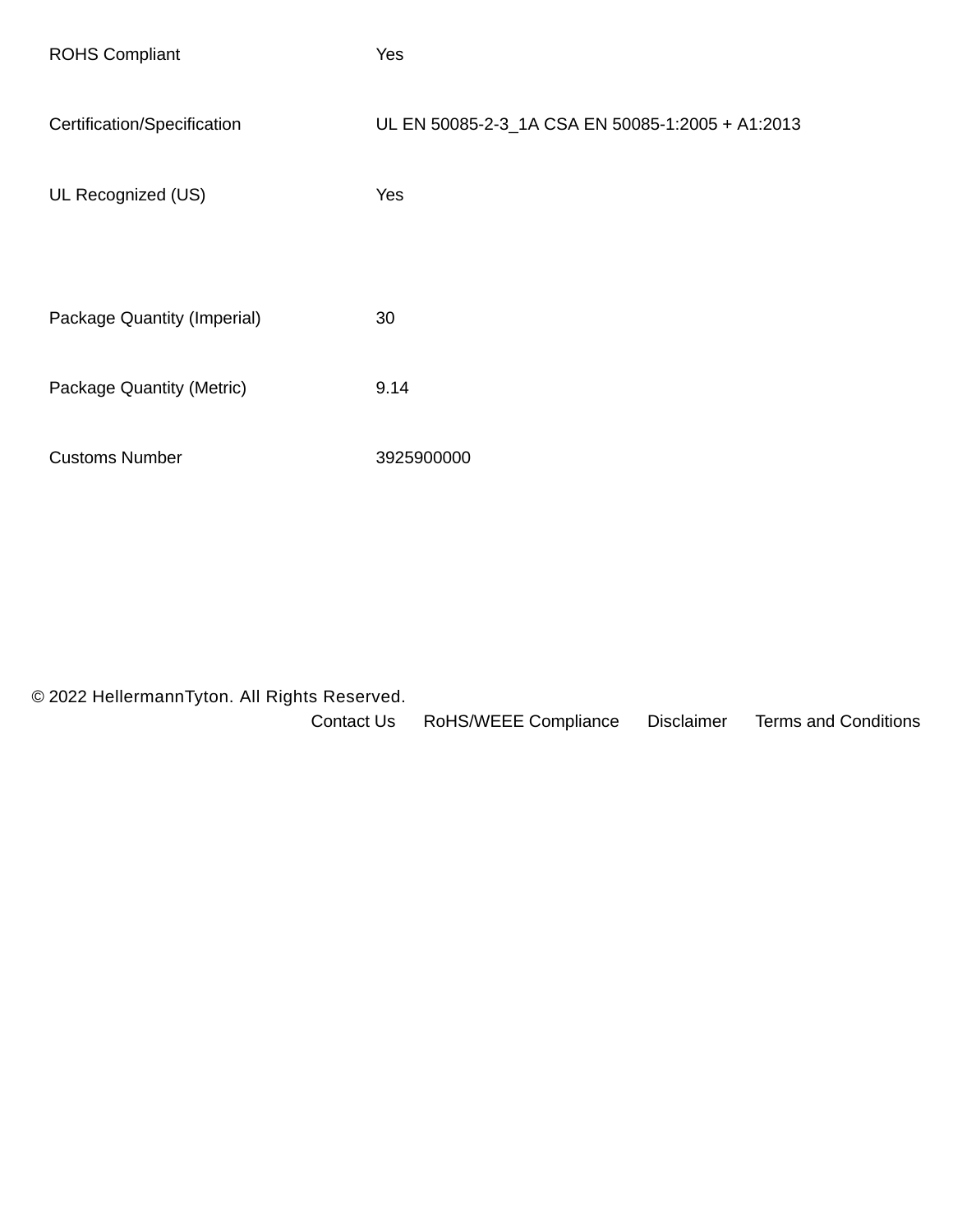| | |
|---|---|
| ROHS Compliant | Yes |
| Certification/Specification | UL EN 50085-2-3_1A CSA EN 50085-1:2005 + A1:2013 |
| UL Recognized (US) | Yes |
| Package Quantity (Imperial) | 30 |
| Package Quantity (Metric) | 9.14 |
| Customs Number | 3925900000 |

© 2022 HellermannTyton. All Rights Reserved.

Contact Us   RoHS/WEEE Compliance   Disclaimer   Terms and Conditions